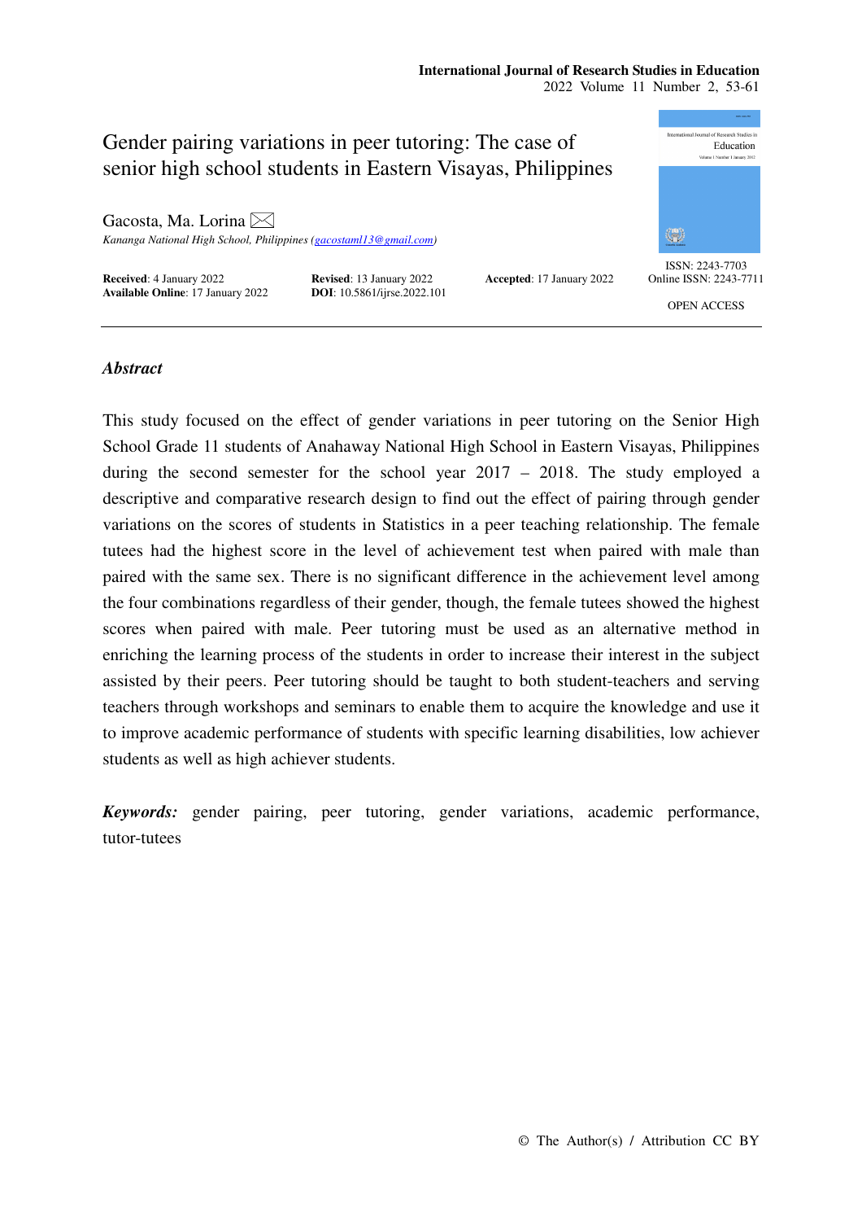# Gender pairing variations in peer tutoring: The case of senior high school students in Eastern Visayas, Philippines

Gacosta, Ma. Lorina

*Kananga National High School, Philippines (gacostaml13@gmail.com)*

**Received**: 4 January 2022 **Revised**: 13 January 2022 **Accepted**: 17 January 2022
**Available Online**: 17 January 2022 **DOI**: 10.5861/ijrse.2022.101

ISSN: 2243-7703
Online ISSN: 2243-7711

OPEN ACCESS

## *Abstract*

This study focused on the effect of gender variations in peer tutoring on the Senior High School Grade 11 students of Anahaway National High School in Eastern Visayas, Philippines during the second semester for the school year 2017 – 2018. The study employed a descriptive and comparative research design to find out the effect of pairing through gender variations on the scores of students in Statistics in a peer teaching relationship. The female tutees had the highest score in the level of achievement test when paired with male than paired with the same sex. There is no significant difference in the achievement level among the four combinations regardless of their gender, though, the female tutees showed the highest scores when paired with male. Peer tutoring must be used as an alternative method in enriching the learning process of the students in order to increase their interest in the subject assisted by their peers. Peer tutoring should be taught to both student-teachers and serving teachers through workshops and seminars to enable them to acquire the knowledge and use it to improve academic performance of students with specific learning disabilities, low achiever students as well as high achiever students.

***Keywords:*** gender pairing, peer tutoring, gender variations, academic performance, tutor-tutees

© The Author(s) / Attribution CC BY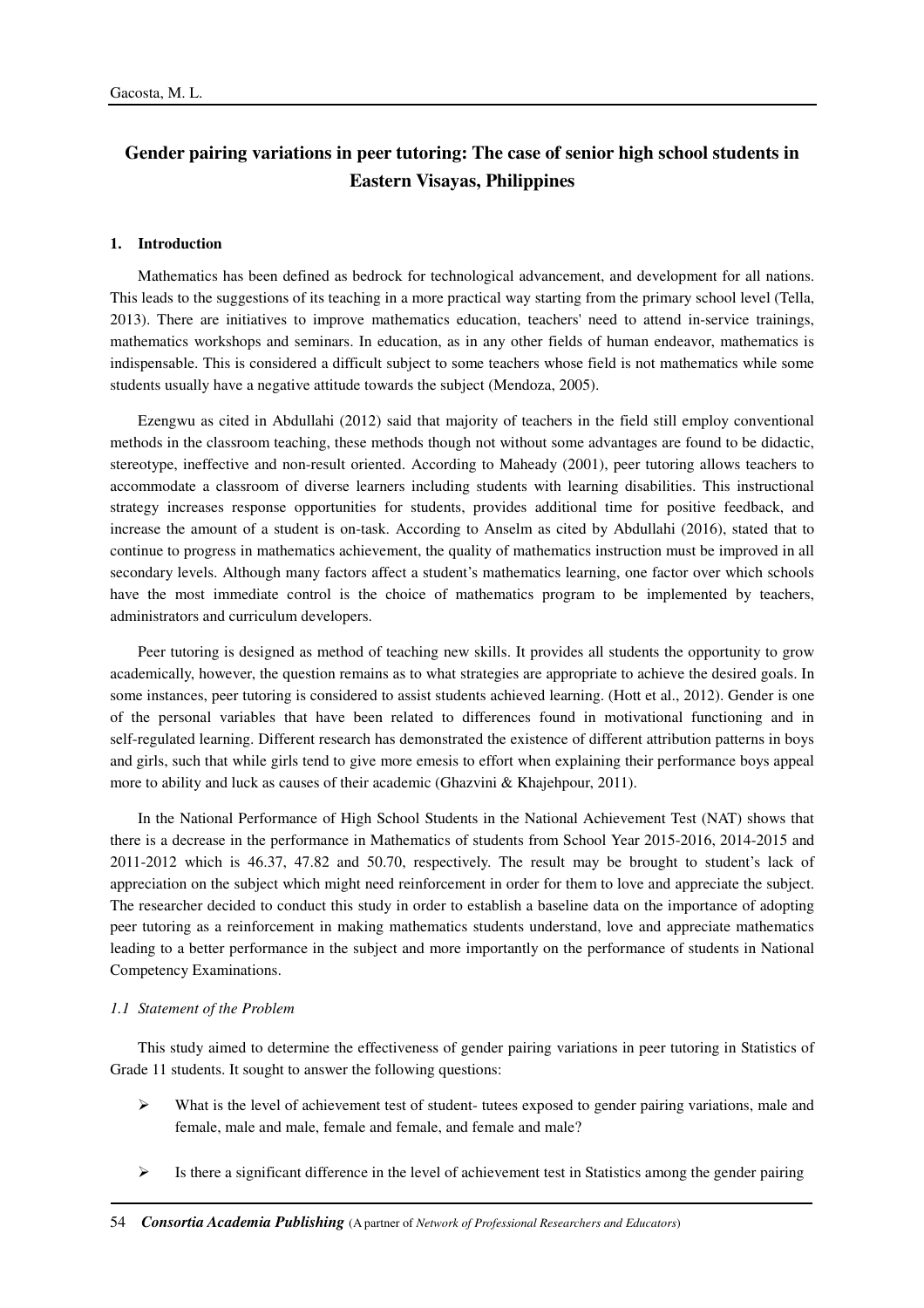# Gender pairing variations in peer tutoring: The case of senior high school students in Eastern Visayas, Philippines

## 1. Introduction

Mathematics has been defined as bedrock for technological advancement, and development for all nations. This leads to the suggestions of its teaching in a more practical way starting from the primary school level (Tella, 2013). There are initiatives to improve mathematics education, teachers' need to attend in-service trainings, mathematics workshops and seminars. In education, as in any other fields of human endeavor, mathematics is indispensable. This is considered a difficult subject to some teachers whose field is not mathematics while some students usually have a negative attitude towards the subject (Mendoza, 2005).

Ezengwu as cited in Abdullahi (2012) said that majority of teachers in the field still employ conventional methods in the classroom teaching, these methods though not without some advantages are found to be didactic, stereotype, ineffective and non-result oriented. According to Maheady (2001), peer tutoring allows teachers to accommodate a classroom of diverse learners including students with learning disabilities. This instructional strategy increases response opportunities for students, provides additional time for positive feedback, and increase the amount of a student is on-task. According to Anselm as cited by Abdullahi (2016), stated that to continue to progress in mathematics achievement, the quality of mathematics instruction must be improved in all secondary levels. Although many factors affect a student's mathematics learning, one factor over which schools have the most immediate control is the choice of mathematics program to be implemented by teachers, administrators and curriculum developers.

Peer tutoring is designed as method of teaching new skills. It provides all students the opportunity to grow academically, however, the question remains as to what strategies are appropriate to achieve the desired goals. In some instances, peer tutoring is considered to assist students achieved learning. (Hott et al., 2012). Gender is one of the personal variables that have been related to differences found in motivational functioning and in self-regulated learning. Different research has demonstrated the existence of different attribution patterns in boys and girls, such that while girls tend to give more emesis to effort when explaining their performance boys appeal more to ability and luck as causes of their academic (Ghazvini & Khajehpour, 2011).

In the National Performance of High School Students in the National Achievement Test (NAT) shows that there is a decrease in the performance in Mathematics of students from School Year 2015-2016, 2014-2015 and 2011-2012 which is 46.37, 47.82 and 50.70, respectively. The result may be brought to student's lack of appreciation on the subject which might need reinforcement in order for them to love and appreciate the subject. The researcher decided to conduct this study in order to establish a baseline data on the importance of adopting peer tutoring as a reinforcement in making mathematics students understand, love and appreciate mathematics leading to a better performance in the subject and more importantly on the performance of students in National Competency Examinations.

### *1.1 Statement of the Problem*

This study aimed to determine the effectiveness of gender pairing variations in peer tutoring in Statistics of Grade 11 students. It sought to answer the following questions:

- What is the level of achievement test of student- tutees exposed to gender pairing variations, male and female, male and male, female and female, and female and male?
- Is there a significant difference in the level of achievement test in Statistics among the gender pairing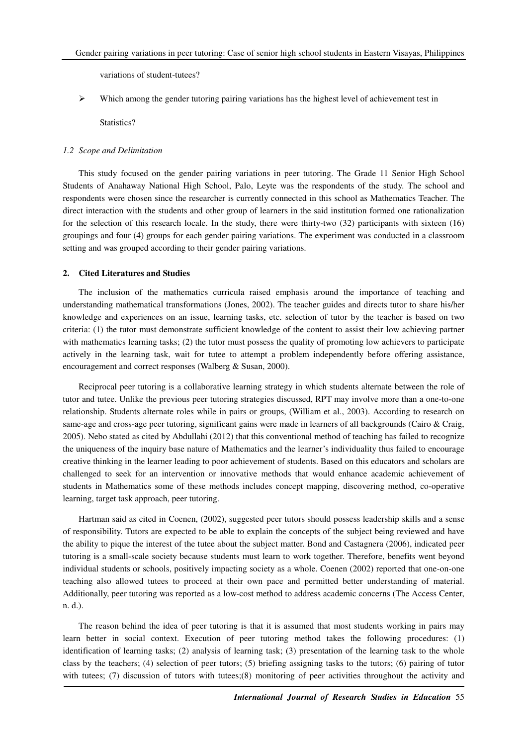variations of student-tutees?

- Which among the gender tutoring pairing variations has the highest level of achievement test in Statistics?

*1.2 Scope and Delimitation*

This study focused on the gender pairing variations in peer tutoring. The Grade 11 Senior High School Students of Anahaway National High School, Palo, Leyte was the respondents of the study. The school and respondents were chosen since the researcher is currently connected in this school as Mathematics Teacher. The direct interaction with the students and other group of learners in the said institution formed one rationalization for the selection of this research locale. In the study, there were thirty-two (32) participants with sixteen (16) groupings and four (4) groups for each gender pairing variations. The experiment was conducted in a classroom setting and was grouped according to their gender pairing variations.

## 2. Cited Literatures and Studies

The inclusion of the mathematics curricula raised emphasis around the importance of teaching and understanding mathematical transformations (Jones, 2002). The teacher guides and directs tutor to share his/her knowledge and experiences on an issue, learning tasks, etc. selection of tutor by the teacher is based on two criteria: (1) the tutor must demonstrate sufficient knowledge of the content to assist their low achieving partner with mathematics learning tasks; (2) the tutor must possess the quality of promoting low achievers to participate actively in the learning task, wait for tutee to attempt a problem independently before offering assistance, encouragement and correct responses (Walberg & Susan, 2000).

Reciprocal peer tutoring is a collaborative learning strategy in which students alternate between the role of tutor and tutee. Unlike the previous peer tutoring strategies discussed, RPT may involve more than a one-to-one relationship. Students alternate roles while in pairs or groups, (William et al., 2003). According to research on same-age and cross-age peer tutoring, significant gains were made in learners of all backgrounds (Cairo & Craig, 2005). Nebo stated as cited by Abdullahi (2012) that this conventional method of teaching has failed to recognize the uniqueness of the inquiry base nature of Mathematics and the learner's individuality thus failed to encourage creative thinking in the learner leading to poor achievement of students. Based on this educators and scholars are challenged to seek for an intervention or innovative methods that would enhance academic achievement of students in Mathematics some of these methods includes concept mapping, discovering method, co-operative learning, target task approach, peer tutoring.

Hartman said as cited in Coenen, (2002), suggested peer tutors should possess leadership skills and a sense of responsibility. Tutors are expected to be able to explain the concepts of the subject being reviewed and have the ability to pique the interest of the tutee about the subject matter. Bond and Castagnera (2006), indicated peer tutoring is a small-scale society because students must learn to work together. Therefore, benefits went beyond individual students or schools, positively impacting society as a whole. Coenen (2002) reported that one-on-one teaching also allowed tutees to proceed at their own pace and permitted better understanding of material. Additionally, peer tutoring was reported as a low-cost method to address academic concerns (The Access Center, n. d.).

The reason behind the idea of peer tutoring is that it is assumed that most students working in pairs may learn better in social context. Execution of peer tutoring method takes the following procedures: (1) identification of learning tasks; (2) analysis of learning task; (3) presentation of the learning task to the whole class by the teachers; (4) selection of peer tutors; (5) briefing assigning tasks to the tutors; (6) pairing of tutor with tutees; (7) discussion of tutors with tutees;(8) monitoring of peer activities throughout the activity and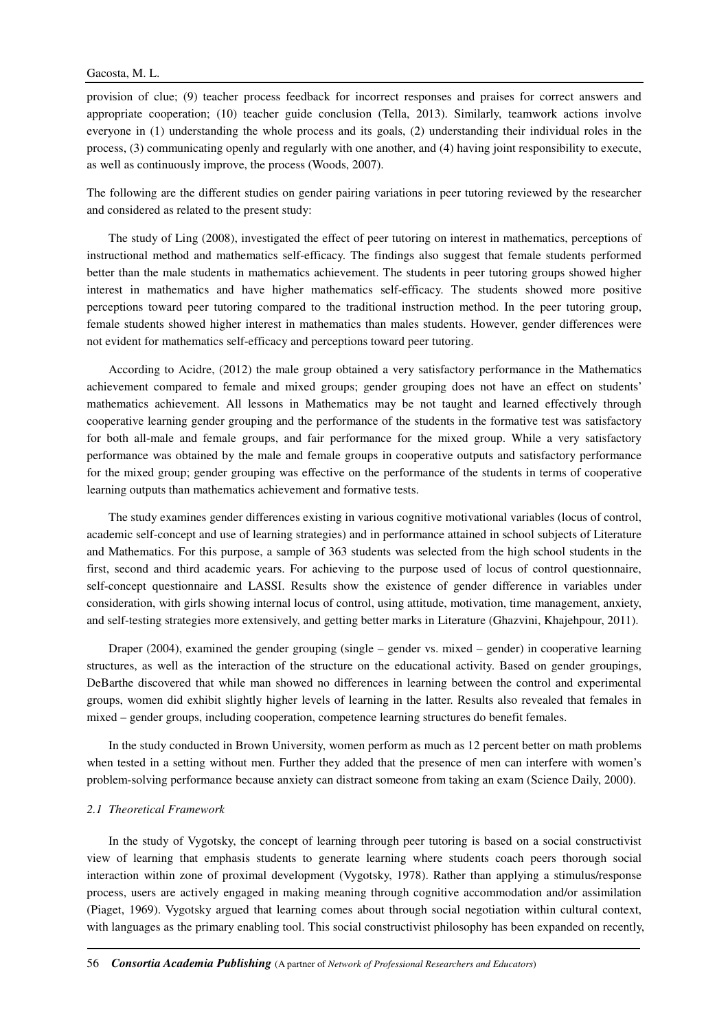provision of clue; (9) teacher process feedback for incorrect responses and praises for correct answers and appropriate cooperation; (10) teacher guide conclusion (Tella, 2013). Similarly, teamwork actions involve everyone in (1) understanding the whole process and its goals, (2) understanding their individual roles in the process, (3) communicating openly and regularly with one another, and (4) having joint responsibility to execute, as well as continuously improve, the process (Woods, 2007).

The following are the different studies on gender pairing variations in peer tutoring reviewed by the researcher and considered as related to the present study:

The study of Ling (2008), investigated the effect of peer tutoring on interest in mathematics, perceptions of instructional method and mathematics self-efficacy. The findings also suggest that female students performed better than the male students in mathematics achievement. The students in peer tutoring groups showed higher interest in mathematics and have higher mathematics self-efficacy. The students showed more positive perceptions toward peer tutoring compared to the traditional instruction method. In the peer tutoring group, female students showed higher interest in mathematics than males students. However, gender differences were not evident for mathematics self-efficacy and perceptions toward peer tutoring.

According to Acidre, (2012) the male group obtained a very satisfactory performance in the Mathematics achievement compared to female and mixed groups; gender grouping does not have an effect on students' mathematics achievement. All lessons in Mathematics may be not taught and learned effectively through cooperative learning gender grouping and the performance of the students in the formative test was satisfactory for both all-male and female groups, and fair performance for the mixed group. While a very satisfactory performance was obtained by the male and female groups in cooperative outputs and satisfactory performance for the mixed group; gender grouping was effective on the performance of the students in terms of cooperative learning outputs than mathematics achievement and formative tests.

The study examines gender differences existing in various cognitive motivational variables (locus of control, academic self-concept and use of learning strategies) and in performance attained in school subjects of Literature and Mathematics. For this purpose, a sample of 363 students was selected from the high school students in the first, second and third academic years. For achieving to the purpose used of locus of control questionnaire, self-concept questionnaire and LASSI. Results show the existence of gender difference in variables under consideration, with girls showing internal locus of control, using attitude, motivation, time management, anxiety, and self-testing strategies more extensively, and getting better marks in Literature (Ghazvini, Khajehpour, 2011).

Draper (2004), examined the gender grouping (single – gender vs. mixed – gender) in cooperative learning structures, as well as the interaction of the structure on the educational activity. Based on gender groupings, DeBarthe discovered that while man showed no differences in learning between the control and experimental groups, women did exhibit slightly higher levels of learning in the latter. Results also revealed that females in mixed – gender groups, including cooperation, competence learning structures do benefit females.

In the study conducted in Brown University, women perform as much as 12 percent better on math problems when tested in a setting without men. Further they added that the presence of men can interfere with women's problem-solving performance because anxiety can distract someone from taking an exam (Science Daily, 2000).

### *2.1 Theoretical Framework*

In the study of Vygotsky, the concept of learning through peer tutoring is based on a social constructivist view of learning that emphasis students to generate learning where students coach peers thorough social interaction within zone of proximal development (Vygotsky, 1978). Rather than applying a stimulus/response process, users are actively engaged in making meaning through cognitive accommodation and/or assimilation (Piaget, 1969). Vygotsky argued that learning comes about through social negotiation within cultural context, with languages as the primary enabling tool. This social constructivist philosophy has been expanded on recently,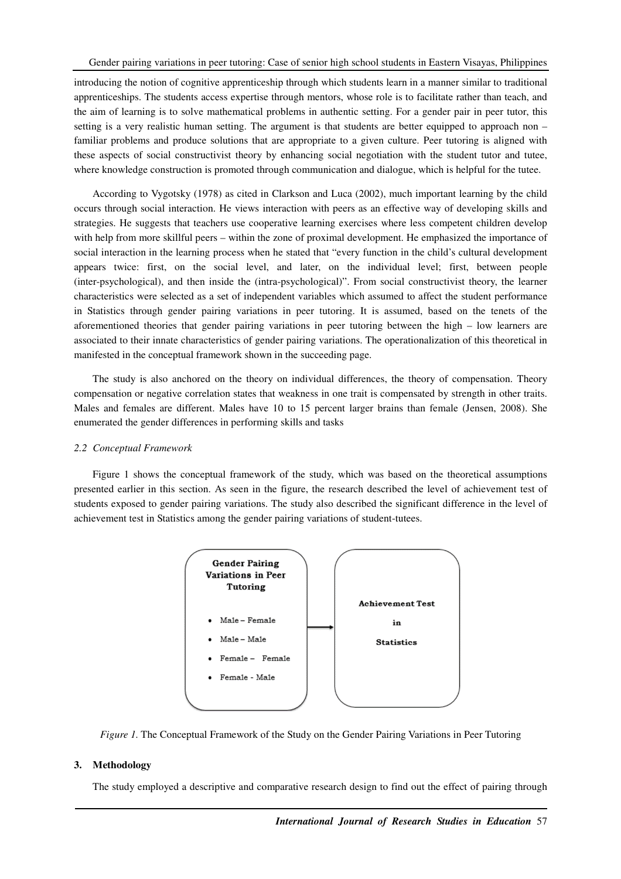introducing the notion of cognitive apprenticeship through which students learn in a manner similar to traditional apprenticeships. The students access expertise through mentors, whose role is to facilitate rather than teach, and the aim of learning is to solve mathematical problems in authentic setting. For a gender pair in peer tutor, this setting is a very realistic human setting. The argument is that students are better equipped to approach non – familiar problems and produce solutions that are appropriate to a given culture. Peer tutoring is aligned with these aspects of social constructivist theory by enhancing social negotiation with the student tutor and tutee, where knowledge construction is promoted through communication and dialogue, which is helpful for the tutee.

According to Vygotsky (1978) as cited in Clarkson and Luca (2002), much important learning by the child occurs through social interaction. He views interaction with peers as an effective way of developing skills and strategies. He suggests that teachers use cooperative learning exercises where less competent children develop with help from more skillful peers – within the zone of proximal development. He emphasized the importance of social interaction in the learning process when he stated that "every function in the child's cultural development appears twice: first, on the social level, and later, on the individual level; first, between people (inter-psychological), and then inside the (intra-psychological)". From social constructivist theory, the learner characteristics were selected as a set of independent variables which assumed to affect the student performance in Statistics through gender pairing variations in peer tutoring. It is assumed, based on the tenets of the aforementioned theories that gender pairing variations in peer tutoring between the high – low learners are associated to their innate characteristics of gender pairing variations. The operationalization of this theoretical in manifested in the conceptual framework shown in the succeeding page.

The study is also anchored on the theory on individual differences, the theory of compensation. Theory compensation or negative correlation states that weakness in one trait is compensated by strength in other traits. Males and females are different. Males have 10 to 15 percent larger brains than female (Jensen, 2008). She enumerated the gender differences in performing skills and tasks

### *2.2 Conceptual Framework*

Figure 1 shows the conceptual framework of the study, which was based on the theoretical assumptions presented earlier in this section. As seen in the figure, the research described the level of achievement test of students exposed to gender pairing variations. The study also described the significant difference in the level of achievement test in Statistics among the gender pairing variations of student-tutees.

**Gender Pairing Variations in Peer Tutoring**

- Male – Female
- Male – Male
- Female – Female
- Female - Male

→ **Achievement Test in Statistics**

*Figure 1.* The Conceptual Framework of the Study on the Gender Pairing Variations in Peer Tutoring

## 3. Methodology

The study employed a descriptive and comparative research design to find out the effect of pairing through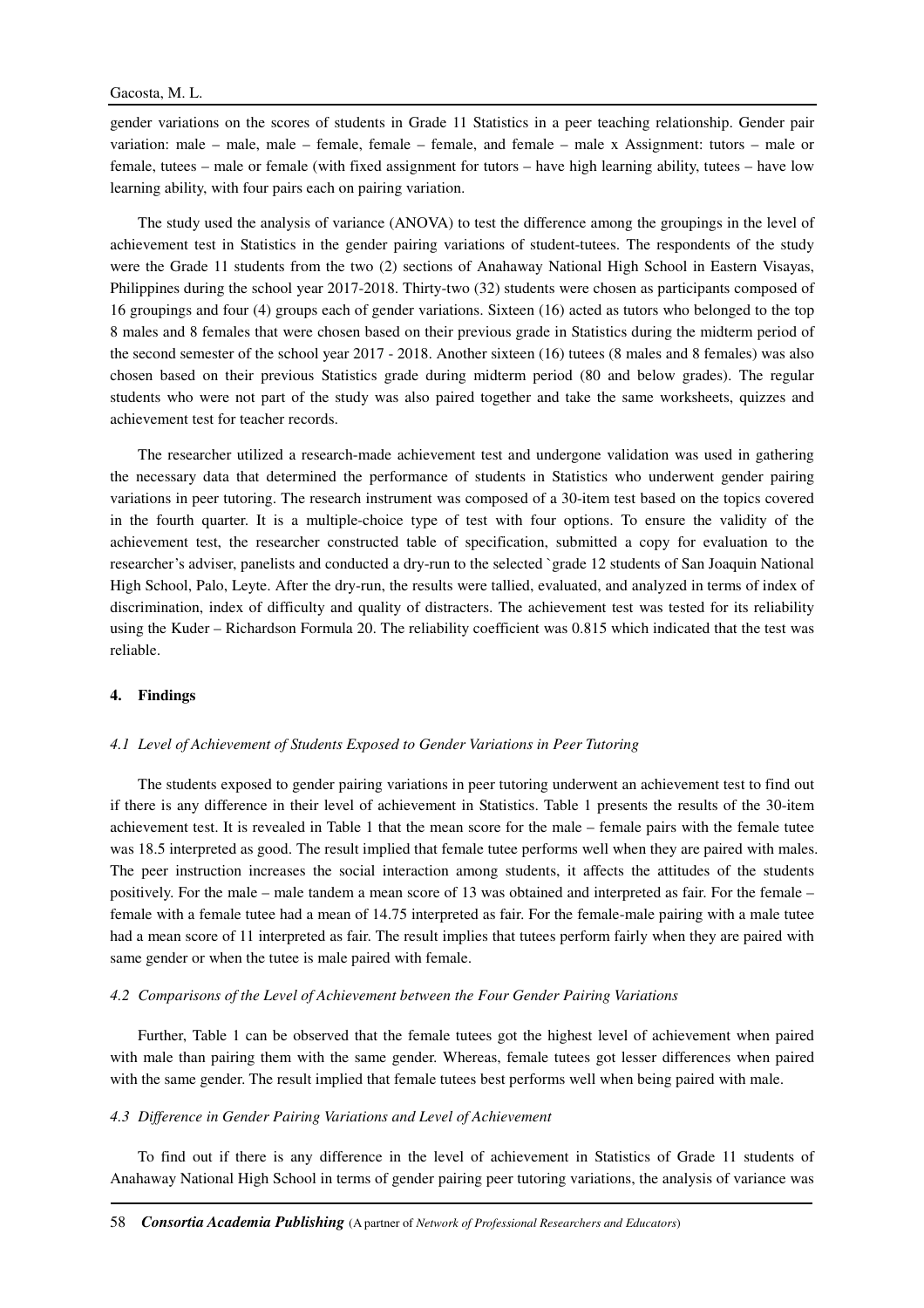gender variations on the scores of students in Grade 11 Statistics in a peer teaching relationship. Gender pair variation: male – male, male – female, female – female, and female – male x Assignment: tutors – male or female, tutees – male or female (with fixed assignment for tutors – have high learning ability, tutees – have low learning ability, with four pairs each on pairing variation.

The study used the analysis of variance (ANOVA) to test the difference among the groupings in the level of achievement test in Statistics in the gender pairing variations of student-tutees. The respondents of the study were the Grade 11 students from the two (2) sections of Anahaway National High School in Eastern Visayas, Philippines during the school year 2017-2018. Thirty-two (32) students were chosen as participants composed of 16 groupings and four (4) groups each of gender variations. Sixteen (16) acted as tutors who belonged to the top 8 males and 8 females that were chosen based on their previous grade in Statistics during the midterm period of the second semester of the school year 2017 - 2018. Another sixteen (16) tutees (8 males and 8 females) was also chosen based on their previous Statistics grade during midterm period (80 and below grades). The regular students who were not part of the study was also paired together and take the same worksheets, quizzes and achievement test for teacher records.

The researcher utilized a research-made achievement test and undergone validation was used in gathering the necessary data that determined the performance of students in Statistics who underwent gender pairing variations in peer tutoring. The research instrument was composed of a 30-item test based on the topics covered in the fourth quarter. It is a multiple-choice type of test with four options. To ensure the validity of the achievement test, the researcher constructed table of specification, submitted a copy for evaluation to the researcher's adviser, panelists and conducted a dry-run to the selected `grade 12 students of San Joaquin National High School, Palo, Leyte. After the dry-run, the results were tallied, evaluated, and analyzed in terms of index of discrimination, index of difficulty and quality of distracters. The achievement test was tested for its reliability using the Kuder – Richardson Formula 20. The reliability coefficient was 0.815 which indicated that the test was reliable.

## 4. Findings

### *4.1 Level of Achievement of Students Exposed to Gender Variations in Peer Tutoring*

The students exposed to gender pairing variations in peer tutoring underwent an achievement test to find out if there is any difference in their level of achievement in Statistics. Table 1 presents the results of the 30-item achievement test. It is revealed in Table 1 that the mean score for the male – female pairs with the female tutee was 18.5 interpreted as good. The result implied that female tutee performs well when they are paired with males. The peer instruction increases the social interaction among students, it affects the attitudes of the students positively. For the male – male tandem a mean score of 13 was obtained and interpreted as fair. For the female – female with a female tutee had a mean of 14.75 interpreted as fair. For the female-male pairing with a male tutee had a mean score of 11 interpreted as fair. The result implies that tutees perform fairly when they are paired with same gender or when the tutee is male paired with female.

### *4.2 Comparisons of the Level of Achievement between the Four Gender Pairing Variations*

Further, Table 1 can be observed that the female tutees got the highest level of achievement when paired with male than pairing them with the same gender. Whereas, female tutees got lesser differences when paired with the same gender. The result implied that female tutees best performs well when being paired with male.

### *4.3 Difference in Gender Pairing Variations and Level of Achievement*

To find out if there is any difference in the level of achievement in Statistics of Grade 11 students of Anahaway National High School in terms of gender pairing peer tutoring variations, the analysis of variance was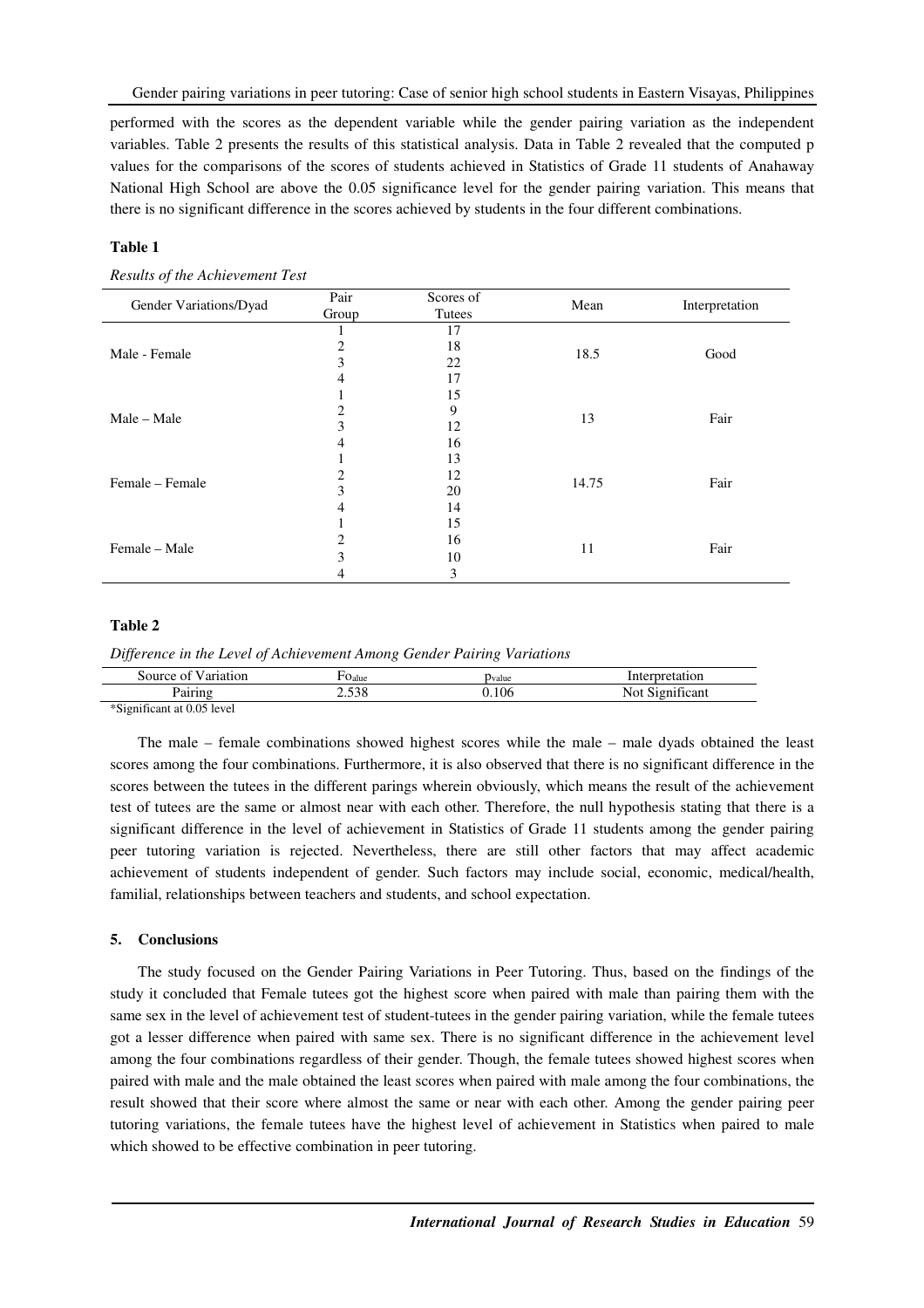performed with the scores as the dependent variable while the gender pairing variation as the independent variables. Table 2 presents the results of this statistical analysis. Data in Table 2 revealed that the computed p values for the comparisons of the scores of students achieved in Statistics of Grade 11 students of Anahaway National High School are above the 0.05 significance level for the gender pairing variation. This means that there is no significant difference in the scores achieved by students in the four different combinations.

**Table 1**

*Results of the Achievement Test*

| Gender Variations/Dyad | Pair Group | Scores of Tutees | Mean | Interpretation |
|---|---|---|---|---|
| Male - Female | 1 | 17 | 18.5 | Good |
| | 2 | 18 | | |
| | 3 | 22 | | |
| | 4 | 17 | | |
| Male – Male | 1 | 15 | 13 | Fair |
| | 2 | 9 | | |
| | 3 | 12 | | |
| | 4 | 16 | | |
| Female – Female | 1 | 13 | 14.75 | Fair |
| | 2 | 12 | | |
| | 3 | 20 | | |
| | 4 | 14 | | |
| Female – Male | 1 | 15 | 11 | Fair |
| | 2 | 16 | | |
| | 3 | 10 | | |
| | 4 | 3 | | |

**Table 2**

*Difference in the Level of Achievement Among Gender Pairing Variations*

| Source of Variation | $Fo_{alue}$ | $p_{value}$ | Interpretation |
|---|---|---|---|
| Pairing | 2.538 | 0.106 | Not Significant |

*Significant at 0.05 level

The male – female combinations showed highest scores while the male – male dyads obtained the least scores among the four combinations. Furthermore, it is also observed that there is no significant difference in the scores between the tutees in the different parings wherein obviously, which means the result of the achievement test of tutees are the same or almost near with each other. Therefore, the null hypothesis stating that there is a significant difference in the level of achievement in Statistics of Grade 11 students among the gender pairing peer tutoring variation is rejected. Nevertheless, there are still other factors that may affect academic achievement of students independent of gender. Such factors may include social, economic, medical/health, familial, relationships between teachers and students, and school expectation.

## 5. Conclusions

The study focused on the Gender Pairing Variations in Peer Tutoring. Thus, based on the findings of the study it concluded that Female tutees got the highest score when paired with male than pairing them with the same sex in the level of achievement test of student-tutees in the gender pairing variation, while the female tutees got a lesser difference when paired with same sex. There is no significant difference in the achievement level among the four combinations regardless of their gender. Though, the female tutees showed highest scores when paired with male and the male obtained the least scores when paired with male among the four combinations, the result showed that their score where almost the same or near with each other. Among the gender pairing peer tutoring variations, the female tutees have the highest level of achievement in Statistics when paired to male which showed to be effective combination in peer tutoring.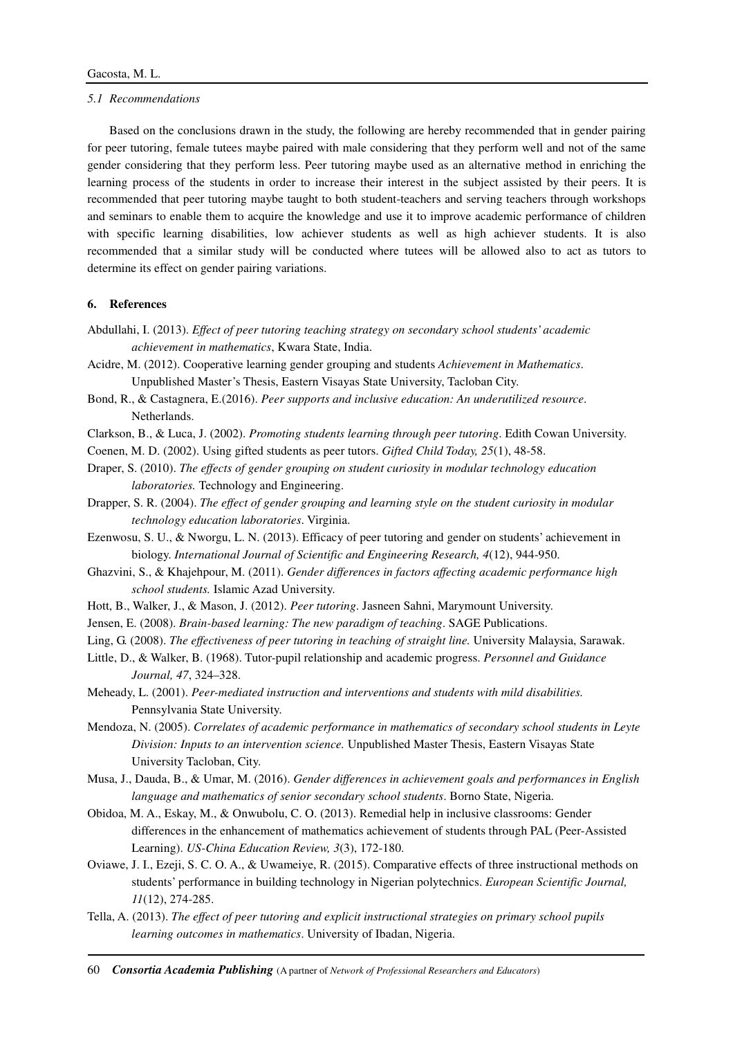### *5.1 Recommendations*

Based on the conclusions drawn in the study, the following are hereby recommended that in gender pairing for peer tutoring, female tutees maybe paired with male considering that they perform well and not of the same gender considering that they perform less. Peer tutoring maybe used as an alternative method in enriching the learning process of the students in order to increase their interest in the subject assisted by their peers. It is recommended that peer tutoring maybe taught to both student-teachers and serving teachers through workshops and seminars to enable them to acquire the knowledge and use it to improve academic performance of children with specific learning disabilities, low achiever students as well as high achiever students. It is also recommended that a similar study will be conducted where tutees will be allowed also to act as tutors to determine its effect on gender pairing variations.

## 6. References

Abdullahi, I. (2013). *Effect of peer tutoring teaching strategy on secondary school students' academic achievement in mathematics*, Kwara State, India.

Acidre, M. (2012). Cooperative learning gender grouping and students *Achievement in Mathematics*. Unpublished Master's Thesis, Eastern Visayas State University, Tacloban City.

Bond, R., & Castagnera, E.(2016). *Peer supports and inclusive education: An underutilized resource*. Netherlands.

Clarkson, B., & Luca, J. (2002). *Promoting students learning through peer tutoring*. Edith Cowan University.

Coenen, M. D. (2002). Using gifted students as peer tutors. *Gifted Child Today, 25*(1), 48-58.

Draper, S. (2010). *The effects of gender grouping on student curiosity in modular technology education laboratories.* Technology and Engineering.

Drapper, S. R. (2004). *The effect of gender grouping and learning style on the student curiosity in modular technology education laboratories*. Virginia.

Ezenwosu, S. U., & Nworgu, L. N. (2013). Efficacy of peer tutoring and gender on students' achievement in biology. *International Journal of Scientific and Engineering Research, 4*(12), 944-950.

Ghazvini, S., & Khajehpour, M. (2011). *Gender differences in factors affecting academic performance high school students.* Islamic Azad University.

Hott, B., Walker, J., & Mason, J. (2012). *Peer tutoring*. Jasneen Sahni, Marymount University.

Jensen, E. (2008). *Brain-based learning: The new paradigm of teaching*. SAGE Publications.

Ling, G. (2008). *The effectiveness of peer tutoring in teaching of straight line.* University Malaysia, Sarawak.

Little, D., & Walker, B. (1968). Tutor-pupil relationship and academic progress. *Personnel and Guidance Journal, 47*, 324–328.

Meheady, L. (2001). *Peer-mediated instruction and interventions and students with mild disabilities.* Pennsylvania State University.

Mendoza, N. (2005). *Correlates of academic performance in mathematics of secondary school students in Leyte Division: Inputs to an intervention science.* Unpublished Master Thesis, Eastern Visayas State University Tacloban, City.

Musa, J., Dauda, B., & Umar, M. (2016). *Gender differences in achievement goals and performances in English language and mathematics of senior secondary school students*. Borno State, Nigeria.

Obidoa, M. A., Eskay, M., & Onwubolu, C. O. (2013). Remedial help in inclusive classrooms: Gender differences in the enhancement of mathematics achievement of students through PAL (Peer-Assisted Learning). *US-China Education Review, 3*(3), 172-180.

Oviawe, J. I., Ezeji, S. C. O. A., & Uwameiye, R. (2015). Comparative effects of three instructional methods on students' performance in building technology in Nigerian polytechnics. *European Scientific Journal, 11*(12), 274-285.

Tella, A. (2013). *The effect of peer tutoring and explicit instructional strategies on primary school pupils learning outcomes in mathematics*. University of Ibadan, Nigeria.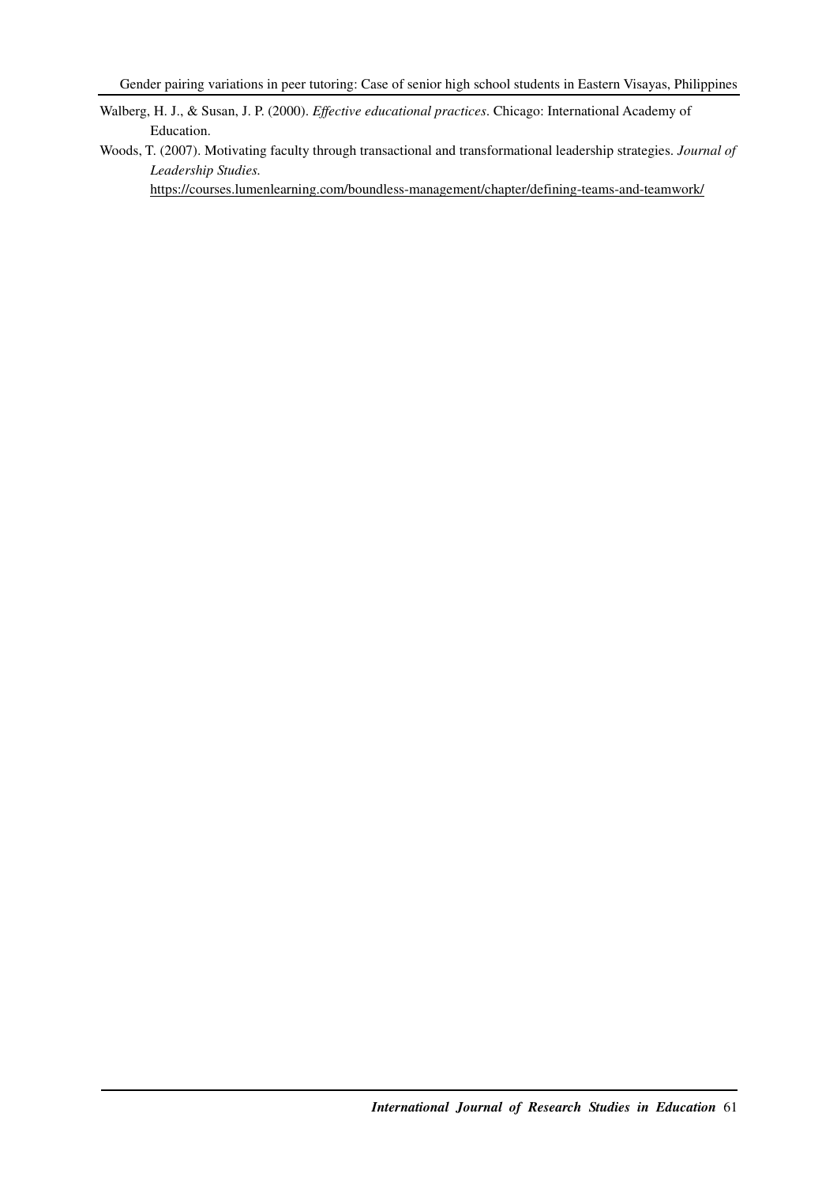Walberg, H. J., & Susan, J. P. (2000). *Effective educational practices*. Chicago: International Academy of Education.

Woods, T. (2007). Motivating faculty through transactional and transformational leadership strategies. *Journal of Leadership Studies.* https://courses.lumenlearning.com/boundless-management/chapter/defining-teams-and-teamwork/